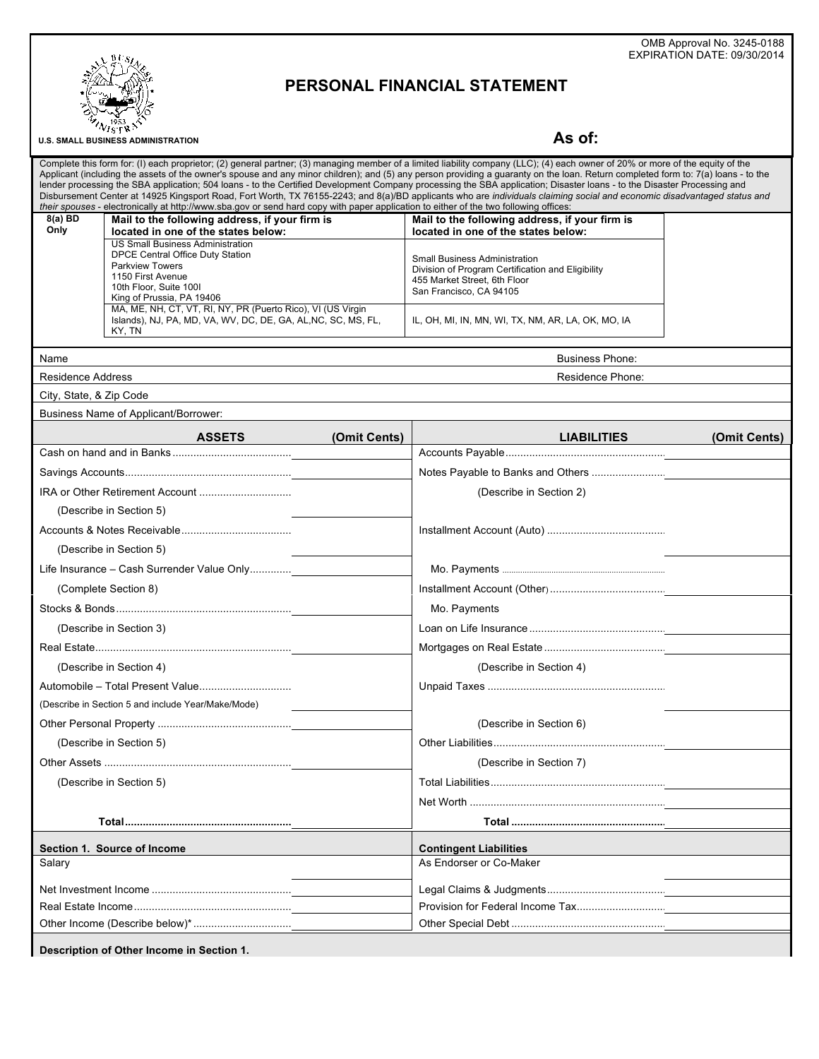OMB Approval No. 3245-0188
EXPIRATION DATE: 09/30/2014

U.S. SMALL BUSINESS ADMINISTRATION

# PERSONAL FINANCIAL STATEMENT

**As of:**

Complete this form for: (I) each proprietor; (2) general partner; (3) managing member of a limited liability company (LLC); (4) each owner of 20% or more of the equity of the Applicant (including the assets of the owner's spouse and any minor children); and (5) any person providing a guaranty on the loan. Return completed form to: 7(a) loans - to the lender processing the SBA application; 504 loans - to the Certified Development Company processing the SBA application; Disaster loans - to the Disaster Processing and Disbursement Center at 14925 Kingsport Road, Fort Worth, TX 76155-2243; and 8(a)/BD applicants who are *individuals claiming social and economic disadvantaged status and their spouses* - electronically at http://www.sba.gov or send hard copy with paper application to either of the two following offices:

| 8(a) BD Only | **Mail to the following address, if your firm is located in one of the states below:** | **Mail to the following address, if your firm is located in one of the states below:** |
|---|---|---|
| | US Small Business Administration<br>DPCE Central Office Duty Station<br>Parkview Towers<br>1150 First Avenue<br>10th Floor, Suite 100I<br>King of Prussia, PA 19406 | Small Business Administration<br>Division of Program Certification and Eligibility<br>455 Market Street, 6th Floor<br>San Francisco, CA 94105 |
| | MA, ME, NH, CT, VT, RI, NY, PR (Puerto Rico), VI (US Virgin Islands), NJ, PA, MD, VA, WV, DC, DE, GA, AL,NC, SC, MS, FL, KY, TN | IL, OH, MI, IN, MN, WI, TX, NM, AR, LA, OK, MO, IA |

Name &emsp;&emsp;&emsp;&emsp; Business Phone:

Residence Address &emsp;&emsp;&emsp;&emsp; Residence Phone:

City, State, & Zip Code

Business Name of Applicant/Borrower:

| **ASSETS** | **(Omit Cents)** | **LIABILITIES** | **(Omit Cents)** |
|---|---|---|---|
| Cash on hand and in Banks | | Accounts Payable | |
| Savings Accounts | | Notes Payable to Banks and Others | |
| IRA or Other Retirement Account | | (Describe in Section 2) | |
| (Describe in Section 5) | | | |
| Accounts & Notes Receivable | | Installment Account (Auto) | |
| (Describe in Section 5) | | | |
| Life Insurance – Cash Surrender Value Only | | Mo. Payments | |
| (Complete Section 8) | | Installment Account (Other) | |
| Stocks & Bonds | | Mo. Payments | |
| (Describe in Section 3) | | Loan on Life Insurance | |
| Real Estate | | Mortgages on Real Estate | |
| (Describe in Section 4) | | (Describe in Section 4) | |
| Automobile – Total Present Value | | Unpaid Taxes | |
| (Describe in Section 5 and include Year/Make/Mode) | | | |
| Other Personal Property | | (Describe in Section 6) | |
| (Describe in Section 5) | | Other Liabilities | |
| Other Assets | | (Describe in Section 7) | |
| (Describe in Section 5) | | Total Liabilities | |
| | | Net Worth | |
| **Total** | | **Total** | |

| **Section 1. Source of Income** | | **Contingent Liabilities** | |
|---|---|---|---|
| Salary | | As Endorser or Co-Maker | |
| Net Investment Income | | Legal Claims & Judgments | |
| Real Estate Income | | Provision for Federal Income Tax | |
| Other Income (Describe below)* | | Other Special Debt | |

**Description of Other Income in Section 1.**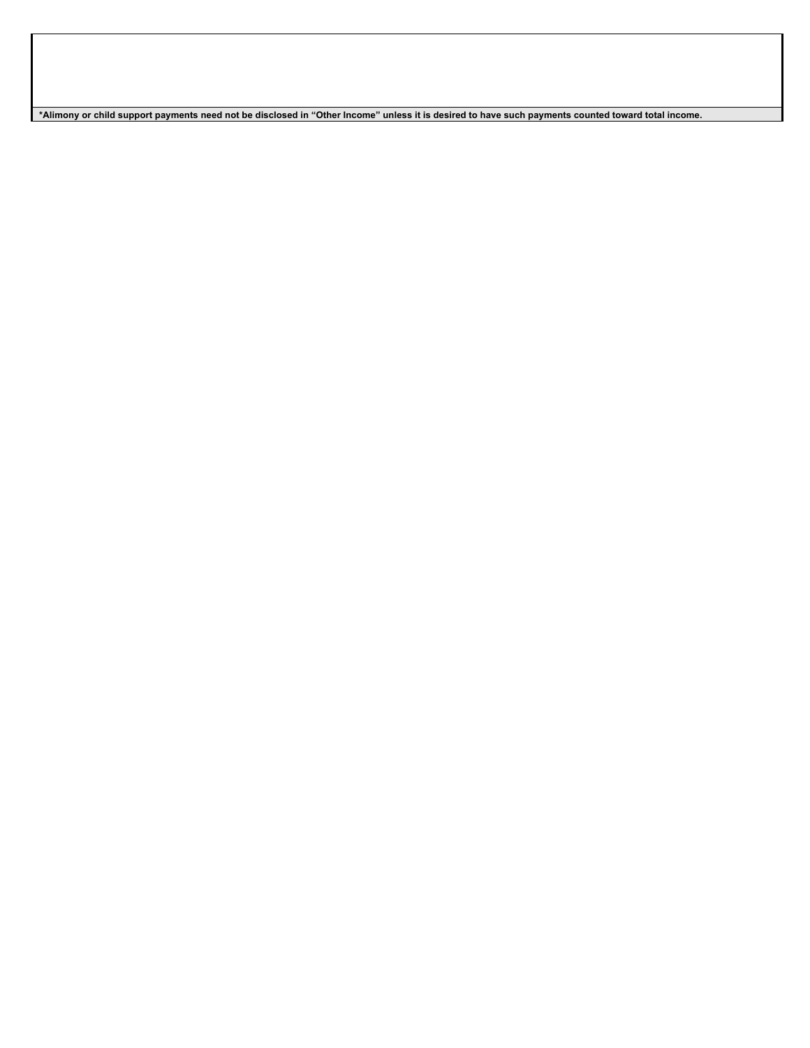**\*Alimony or child support payments need not be disclosed in "Other Income" unless it is desired to have such payments counted toward total income.**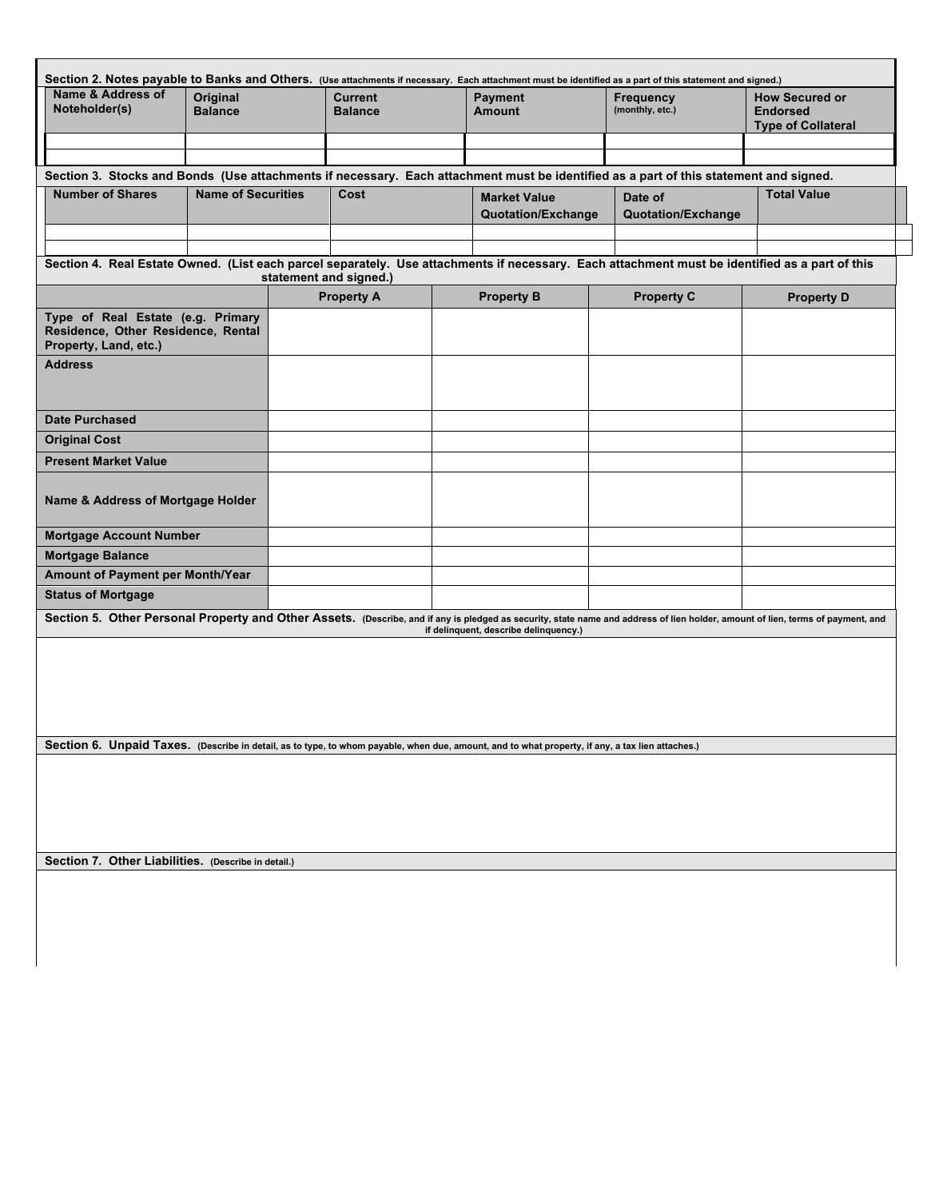## Section 2. Notes payable to Banks and Others. (Use attachments if necessary. Each attachment must be identified as a part of this statement and signed.)

| Name & Address of Noteholder(s) | Original Balance | Current Balance | Payment Amount | Frequency (monthly, etc.) | How Secured or Endorsed Type of Collateral |
|---|---|---|---|---|---|
| | | | | | |
| | | | | | |

## Section 3. Stocks and Bonds (Use attachments if necessary. Each attachment must be identified as a part of this statement and signed.

| Number of Shares | Name of Securities | Cost | Market Value Quotation/Exchange | Date of Quotation/Exchange | Total Value |
|---|---|---|---|---|---|
| | | | | | |
| | | | | | |

## Section 4. Real Estate Owned. (List each parcel separately. Use attachments if necessary. Each attachment must be identified as a part of this statement and signed.)

| | Property A | Property B | Property C | Property D |
|---|---|---|---|---|
| Type of Real Estate (e.g. Primary Residence, Other Residence, Rental Property, Land, etc.) | | | | |
| Address | | | | |
| Date Purchased | | | | |
| Original Cost | | | | |
| Present Market Value | | | | |
| Name & Address of Mortgage Holder | | | | |
| Mortgage Account Number | | | | |
| Mortgage Balance | | | | |
| Amount of Payment per Month/Year | | | | |
| Status of Mortgage | | | | |

## Section 5. Other Personal Property and Other Assets. (Describe, and if any is pledged as security, state name and address of lien holder, amount of lien, terms of payment, and if delinquent, describe delinquency.)

## Section 6. Unpaid Taxes. (Describe in detail, as to type, to whom payable, when due, amount, and to what property, if any, a tax lien attaches.)

## Section 7. Other Liabilities. (Describe in detail.)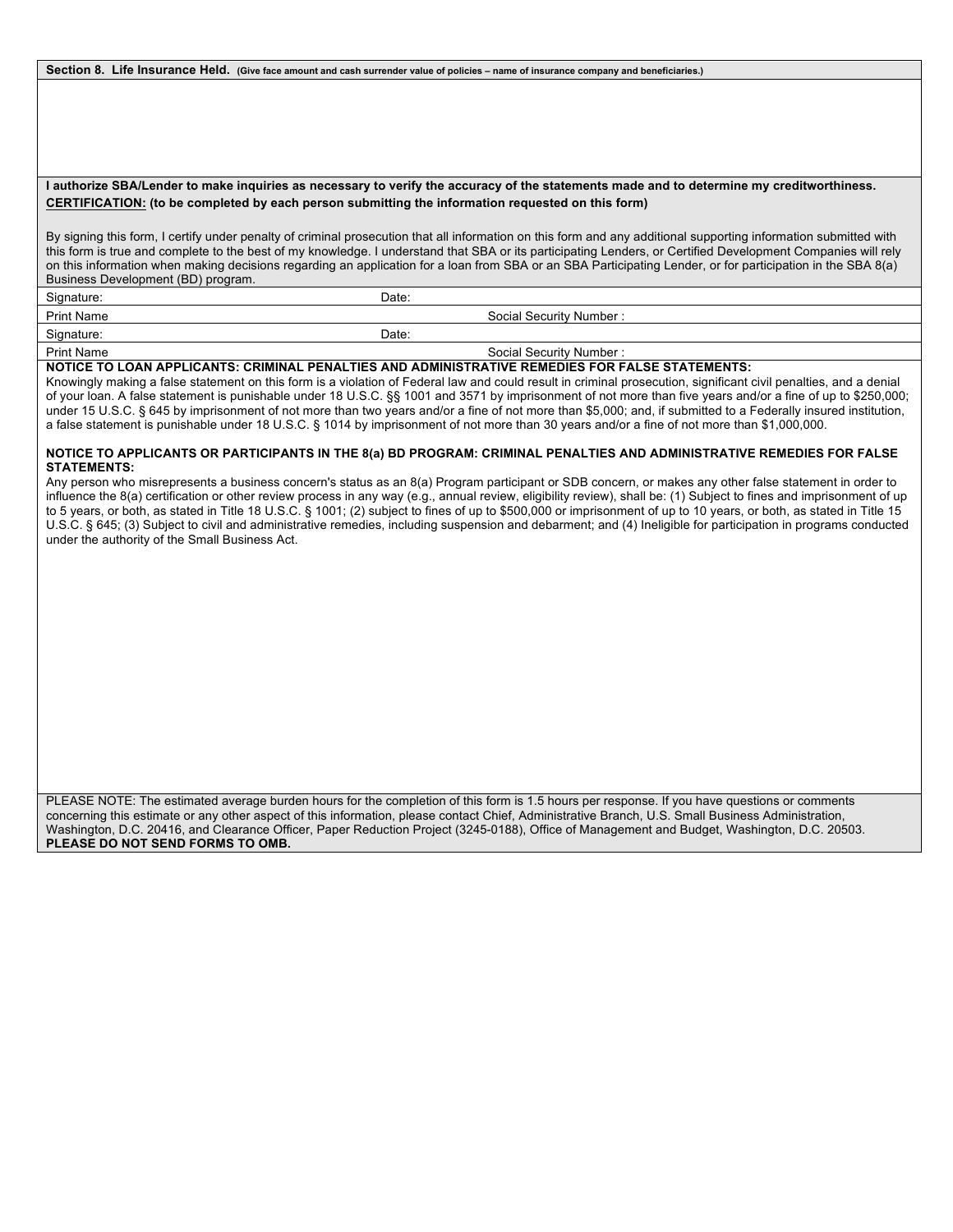**Section 8. Life Insurance Held.** **(Give face amount and cash surrender value of policies – name of insurance company and beneficiaries.)**

**I authorize SBA/Lender to make inquiries as necessary to verify the accuracy of the statements made and to determine my creditworthiness.**

**CERTIFICATION: (to be completed by each person submitting the information requested on this form)**

By signing this form, I certify under penalty of criminal prosecution that all information on this form and any additional supporting information submitted with this form is true and complete to the best of my knowledge. I understand that SBA or its participating Lenders, or Certified Development Companies will rely on this information when making decisions regarding an application for a loan from SBA or an SBA Participating Lender, or for participation in the SBA 8(a) Business Development (BD) program.

| Signature: | Date: | |
|---|---|---|
| Print Name | | Social Security Number : |
| Signature: | Date: | |
| Print Name | | Social Security Number : |

**NOTICE TO LOAN APPLICANTS: CRIMINAL PENALTIES AND ADMINISTRATIVE REMEDIES FOR FALSE STATEMENTS:**

Knowingly making a false statement on this form is a violation of Federal law and could result in criminal prosecution, significant civil penalties, and a denial of your loan. A false statement is punishable under 18 U.S.C. §§ 1001 and 3571 by imprisonment of not more than five years and/or a fine of up to $250,000; under 15 U.S.C. § 645 by imprisonment of not more than two years and/or a fine of not more than $5,000; and, if submitted to a Federally insured institution, a false statement is punishable under 18 U.S.C. § 1014 by imprisonment of not more than 30 years and/or a fine of not more than $1,000,000.

**NOTICE TO APPLICANTS OR PARTICIPANTS IN THE 8(a) BD PROGRAM: CRIMINAL PENALTIES AND ADMINISTRATIVE REMEDIES FOR FALSE STATEMENTS:**

Any person who misrepresents a business concern's status as an 8(a) Program participant or SDB concern, or makes any other false statement in order to influence the 8(a) certification or other review process in any way (e.g., annual review, eligibility review), shall be: (1) Subject to fines and imprisonment of up to 5 years, or both, as stated in Title 18 U.S.C. § 1001; (2) subject to fines of up to $500,000 or imprisonment of up to 10 years, or both, as stated in Title 15 U.S.C. § 645; (3) Subject to civil and administrative remedies, including suspension and debarment; and (4) Ineligible for participation in programs conducted under the authority of the Small Business Act.

PLEASE NOTE: The estimated average burden hours for the completion of this form is 1.5 hours per response. If you have questions or comments concerning this estimate or any other aspect of this information, please contact Chief, Administrative Branch, U.S. Small Business Administration, Washington, D.C. 20416, and Clearance Officer, Paper Reduction Project (3245-0188), Office of Management and Budget, Washington, D.C. 20503.
**PLEASE DO NOT SEND FORMS TO OMB.**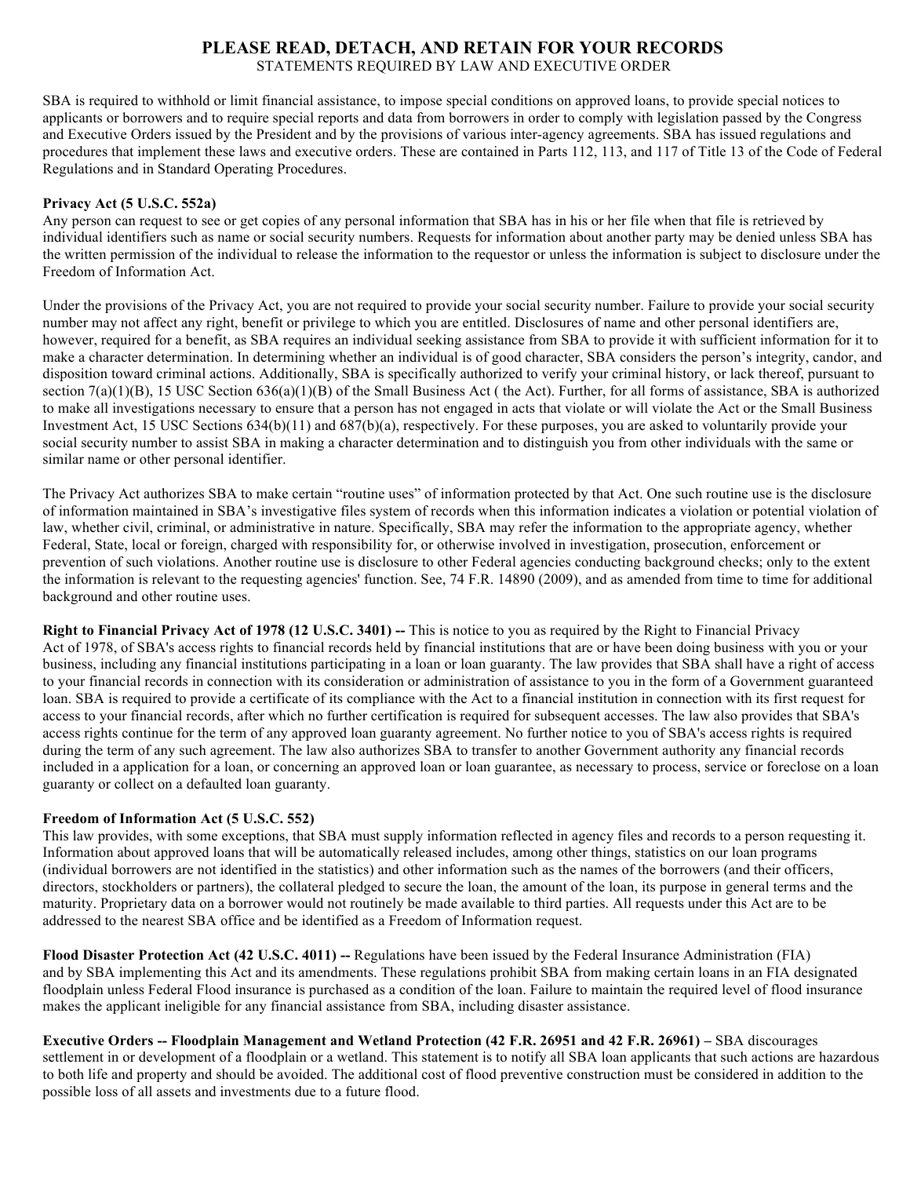# PLEASE READ, DETACH, AND RETAIN FOR YOUR RECORDS

STATEMENTS REQUIRED BY LAW AND EXECUTIVE ORDER

SBA is required to withhold or limit financial assistance, to impose special conditions on approved loans, to provide special notices to applicants or borrowers and to require special reports and data from borrowers in order to comply with legislation passed by the Congress and Executive Orders issued by the President and by the provisions of various inter-agency agreements. SBA has issued regulations and procedures that implement these laws and executive orders. These are contained in Parts 112, 113, and 117 of Title 13 of the Code of Federal Regulations and in Standard Operating Procedures.

**Privacy Act (5 U.S.C. 552a)**
Any person can request to see or get copies of any personal information that SBA has in his or her file when that file is retrieved by individual identifiers such as name or social security numbers. Requests for information about another party may be denied unless SBA has the written permission of the individual to release the information to the requestor or unless the information is subject to disclosure under the Freedom of Information Act.

Under the provisions of the Privacy Act, you are not required to provide your social security number. Failure to provide your social security number may not affect any right, benefit or privilege to which you are entitled. Disclosures of name and other personal identifiers are, however, required for a benefit, as SBA requires an individual seeking assistance from SBA to provide it with sufficient information for it to make a character determination. In determining whether an individual is of good character, SBA considers the person's integrity, candor, and disposition toward criminal actions. Additionally, SBA is specifically authorized to verify your criminal history, or lack thereof, pursuant to section 7(a)(1)(B), 15 USC Section 636(a)(1)(B) of the Small Business Act ( the Act). Further, for all forms of assistance, SBA is authorized to make all investigations necessary to ensure that a person has not engaged in acts that violate or will violate the Act or the Small Business Investment Act, 15 USC Sections 634(b)(11) and 687(b)(a), respectively. For these purposes, you are asked to voluntarily provide your social security number to assist SBA in making a character determination and to distinguish you from other individuals with the same or similar name or other personal identifier.

The Privacy Act authorizes SBA to make certain "routine uses" of information protected by that Act. One such routine use is the disclosure of information maintained in SBA's investigative files system of records when this information indicates a violation or potential violation of law, whether civil, criminal, or administrative in nature. Specifically, SBA may refer the information to the appropriate agency, whether Federal, State, local or foreign, charged with responsibility for, or otherwise involved in investigation, prosecution, enforcement or prevention of such violations. Another routine use is disclosure to other Federal agencies conducting background checks; only to the extent the information is relevant to the requesting agencies' function. See, 74 F.R. 14890 (2009), and as amended from time to time for additional background and other routine uses.

**Right to Financial Privacy Act of 1978 (12 U.S.C. 3401) --** This is notice to you as required by the Right to Financial Privacy Act of 1978, of SBA's access rights to financial records held by financial institutions that are or have been doing business with you or your business, including any financial institutions participating in a loan or loan guaranty. The law provides that SBA shall have a right of access to your financial records in connection with its consideration or administration of assistance to you in the form of a Government guaranteed loan. SBA is required to provide a certificate of its compliance with the Act to a financial institution in connection with its first request for access to your financial records, after which no further certification is required for subsequent accesses. The law also provides that SBA's access rights continue for the term of any approved loan guaranty agreement. No further notice to you of SBA's access rights is required during the term of any such agreement. The law also authorizes SBA to transfer to another Government authority any financial records included in a application for a loan, or concerning an approved loan or loan guarantee, as necessary to process, service or foreclose on a loan guaranty or collect on a defaulted loan guaranty.

**Freedom of Information Act (5 U.S.C. 552)**
This law provides, with some exceptions, that SBA must supply information reflected in agency files and records to a person requesting it. Information about approved loans that will be automatically released includes, among other things, statistics on our loan programs (individual borrowers are not identified in the statistics) and other information such as the names of the borrowers (and their officers, directors, stockholders or partners), the collateral pledged to secure the loan, the amount of the loan, its purpose in general terms and the maturity. Proprietary data on a borrower would not routinely be made available to third parties. All requests under this Act are to be addressed to the nearest SBA office and be identified as a Freedom of Information request.

**Flood Disaster Protection Act (42 U.S.C. 4011) --** Regulations have been issued by the Federal Insurance Administration (FIA) and by SBA implementing this Act and its amendments. These regulations prohibit SBA from making certain loans in an FIA designated floodplain unless Federal Flood insurance is purchased as a condition of the loan. Failure to maintain the required level of flood insurance makes the applicant ineligible for any financial assistance from SBA, including disaster assistance.

**Executive Orders -- Floodplain Management and Wetland Protection (42 F.R. 26951 and 42 F.R. 26961) –** SBA discourages settlement in or development of a floodplain or a wetland. This statement is to notify all SBA loan applicants that such actions are hazardous to both life and property and should be avoided. The additional cost of flood preventive construction must be considered in addition to the possible loss of all assets and investments due to a future flood.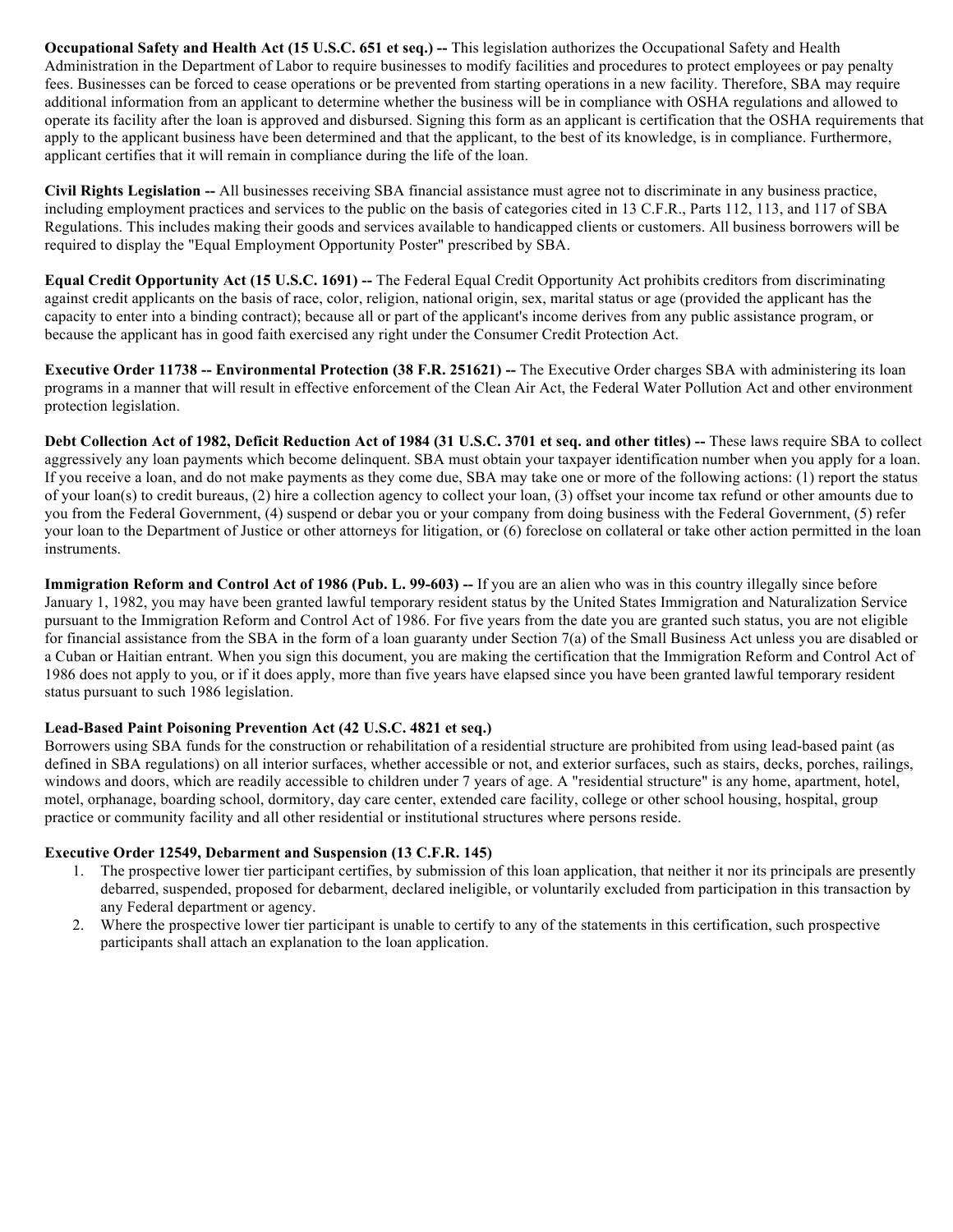**Occupational Safety and Health Act (15 U.S.C. 651 et seq.) --** This legislation authorizes the Occupational Safety and Health Administration in the Department of Labor to require businesses to modify facilities and procedures to protect employees or pay penalty fees. Businesses can be forced to cease operations or be prevented from starting operations in a new facility. Therefore, SBA may require additional information from an applicant to determine whether the business will be in compliance with OSHA regulations and allowed to operate its facility after the loan is approved and disbursed. Signing this form as an applicant is certification that the OSHA requirements that apply to the applicant business have been determined and that the applicant, to the best of its knowledge, is in compliance. Furthermore, applicant certifies that it will remain in compliance during the life of the loan.

**Civil Rights Legislation --** All businesses receiving SBA financial assistance must agree not to discriminate in any business practice, including employment practices and services to the public on the basis of categories cited in 13 C.F.R., Parts 112, 113, and 117 of SBA Regulations. This includes making their goods and services available to handicapped clients or customers. All business borrowers will be required to display the "Equal Employment Opportunity Poster" prescribed by SBA.

**Equal Credit Opportunity Act (15 U.S.C. 1691) --** The Federal Equal Credit Opportunity Act prohibits creditors from discriminating against credit applicants on the basis of race, color, religion, national origin, sex, marital status or age (provided the applicant has the capacity to enter into a binding contract); because all or part of the applicant's income derives from any public assistance program, or because the applicant has in good faith exercised any right under the Consumer Credit Protection Act.

**Executive Order 11738 -- Environmental Protection (38 F.R. 251621) --** The Executive Order charges SBA with administering its loan programs in a manner that will result in effective enforcement of the Clean Air Act, the Federal Water Pollution Act and other environment protection legislation.

**Debt Collection Act of 1982, Deficit Reduction Act of 1984 (31 U.S.C. 3701 et seq. and other titles) --** These laws require SBA to collect aggressively any loan payments which become delinquent. SBA must obtain your taxpayer identification number when you apply for a loan. If you receive a loan, and do not make payments as they come due, SBA may take one or more of the following actions: (1) report the status of your loan(s) to credit bureaus, (2) hire a collection agency to collect your loan, (3) offset your income tax refund or other amounts due to you from the Federal Government, (4) suspend or debar you or your company from doing business with the Federal Government, (5) refer your loan to the Department of Justice or other attorneys for litigation, or (6) foreclose on collateral or take other action permitted in the loan instruments.

**Immigration Reform and Control Act of 1986 (Pub. L. 99-603) --** If you are an alien who was in this country illegally since before January 1, 1982, you may have been granted lawful temporary resident status by the United States Immigration and Naturalization Service pursuant to the Immigration Reform and Control Act of 1986. For five years from the date you are granted such status, you are not eligible for financial assistance from the SBA in the form of a loan guaranty under Section 7(a) of the Small Business Act unless you are disabled or a Cuban or Haitian entrant. When you sign this document, you are making the certification that the Immigration Reform and Control Act of 1986 does not apply to you, or if it does apply, more than five years have elapsed since you have been granted lawful temporary resident status pursuant to such 1986 legislation.

**Lead-Based Paint Poisoning Prevention Act (42 U.S.C. 4821 et seq.)**
Borrowers using SBA funds for the construction or rehabilitation of a residential structure are prohibited from using lead-based paint (as defined in SBA regulations) on all interior surfaces, whether accessible or not, and exterior surfaces, such as stairs, decks, porches, railings, windows and doors, which are readily accessible to children under 7 years of age. A "residential structure" is any home, apartment, hotel, motel, orphanage, boarding school, dormitory, day care center, extended care facility, college or other school housing, hospital, group practice or community facility and all other residential or institutional structures where persons reside.

**Executive Order 12549, Debarment and Suspension (13 C.F.R. 145)**

1. The prospective lower tier participant certifies, by submission of this loan application, that neither it nor its principals are presently debarred, suspended, proposed for debarment, declared ineligible, or voluntarily excluded from participation in this transaction by any Federal department or agency.
2. Where the prospective lower tier participant is unable to certify to any of the statements in this certification, such prospective participants shall attach an explanation to the loan application.